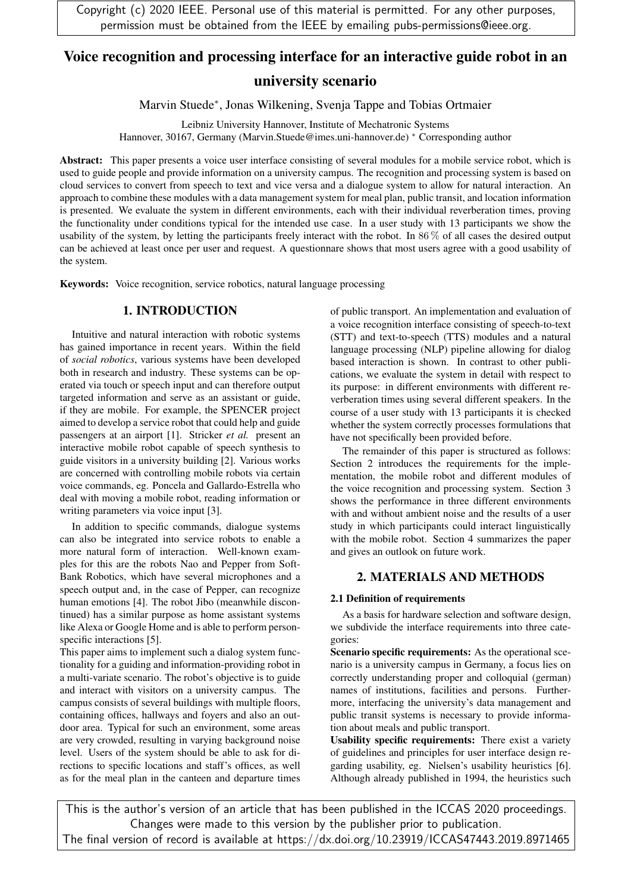Copyright (c) 2020 IEEE. Personal use of this material is permitted. For any other purposes, permission must be obtained from the IEEE by emailing pubs-permissions@ieee.org.

# Voice recognition and processing interface for an interactive guide robot in an university scenario

Marvin Stuede*, Jonas Wilkening, Svenja Tappe and Tobias Ortmaier

Leibniz University Hannover, Institute of Mechatronic Systems
Hannover, 30167, Germany (Marvin.Stuede@imes.uni-hannover.de) * Corresponding author

**Abstract:** This paper presents a voice user interface consisting of several modules for a mobile service robot, which is used to guide people and provide information on a university campus. The recognition and processing system is based on cloud services to convert from speech to text and vice versa and a dialogue system to allow for natural interaction. An approach to combine these modules with a data management system for meal plan, public transit, and location information is presented. We evaluate the system in different environments, each with their individual reverberation times, proving the functionality under conditions typical for the intended use case. In a user study with 13 participants we show the usability of the system, by letting the participants freely interact with the robot. In 86 % of all cases the desired output can be achieved at least once per user and request. A questionnaire shows that most users agree with a good usability of the system.

**Keywords:** Voice recognition, service robotics, natural language processing

## 1. INTRODUCTION

Intuitive and natural interaction with robotic systems has gained importance in recent years. Within the field of *social robotics*, various systems have been developed both in research and industry. These systems can be operated via touch or speech input and can therefore output targeted information and serve as an assistant or guide, if they are mobile. For example, the SPENCER project aimed to develop a service robot that could help and guide passengers at an airport [1]. Stricker *et al.* present an interactive mobile robot capable of speech synthesis to guide visitors in a university building [2]. Various works are concerned with controlling mobile robots via certain voice commands, eg. Poncela and Gallardo-Estrella who deal with moving a mobile robot, reading information or writing parameters via voice input [3].

In addition to specific commands, dialogue systems can also be integrated into service robots to enable a more natural form of interaction. Well-known examples for this are the robots Nao and Pepper from SoftBank Robotics, which have several microphones and a speech output and, in the case of Pepper, can recognize human emotions [4]. The robot Jibo (meanwhile discontinued) has a similar purpose as home assistant systems like Alexa or Google Home and is able to perform person-specific interactions [5].

This paper aims to implement such a dialog system functionality for a guiding and information-providing robot in a multi-variate scenario. The robot's objective is to guide and interact with visitors on a university campus. The campus consists of several buildings with multiple floors, containing offices, hallways and foyers and also an outdoor area. Typical for such an environment, some areas are very crowded, resulting in varying background noise level. Users of the system should be able to ask for directions to specific locations and staff's offices, as well as for the meal plan in the canteen and departure times of public transport. An implementation and evaluation of a voice recognition interface consisting of speech-to-text (STT) and text-to-speech (TTS) modules and a natural language processing (NLP) pipeline allowing for dialog based interaction is shown. In contrast to other publications, we evaluate the system in detail with respect to its purpose: in different environments with different reverberation times using several different speakers. In the course of a user study with 13 participants it is checked whether the system correctly processes formulations that have not specifically been provided before.

The remainder of this paper is structured as follows: Section 2 introduces the requirements for the implementation, the mobile robot and different modules of the voice recognition and processing system. Section 3 shows the performance in three different environments with and without ambient noise and the results of a user study in which participants could interact linguistically with the mobile robot. Section 4 summarizes the paper and gives an outlook on future work.

## 2. MATERIALS AND METHODS

### 2.1 Definition of requirements

As a basis for hardware selection and software design, we subdivide the interface requirements into three categories:

**Scenario specific requirements:** As the operational scenario is a university campus in Germany, a focus lies on correctly understanding proper and colloquial (german) names of institutions, facilities and persons. Furthermore, interfacing the university's data management and public transit systems is necessary to provide information about meals and public transport.

**Usability specific requirements:** There exist a variety of guidelines and principles for user interface design regarding usability, eg. Nielsen's usability heuristics [6]. Although already published in 1994, the heuristics such

This is the author's version of an article that has been published in the ICCAS 2020 proceedings. Changes were made to this version by the publisher prior to publication.
The final version of record is available at https://dx.doi.org/10.23919/ICCAS47443.2019.8971465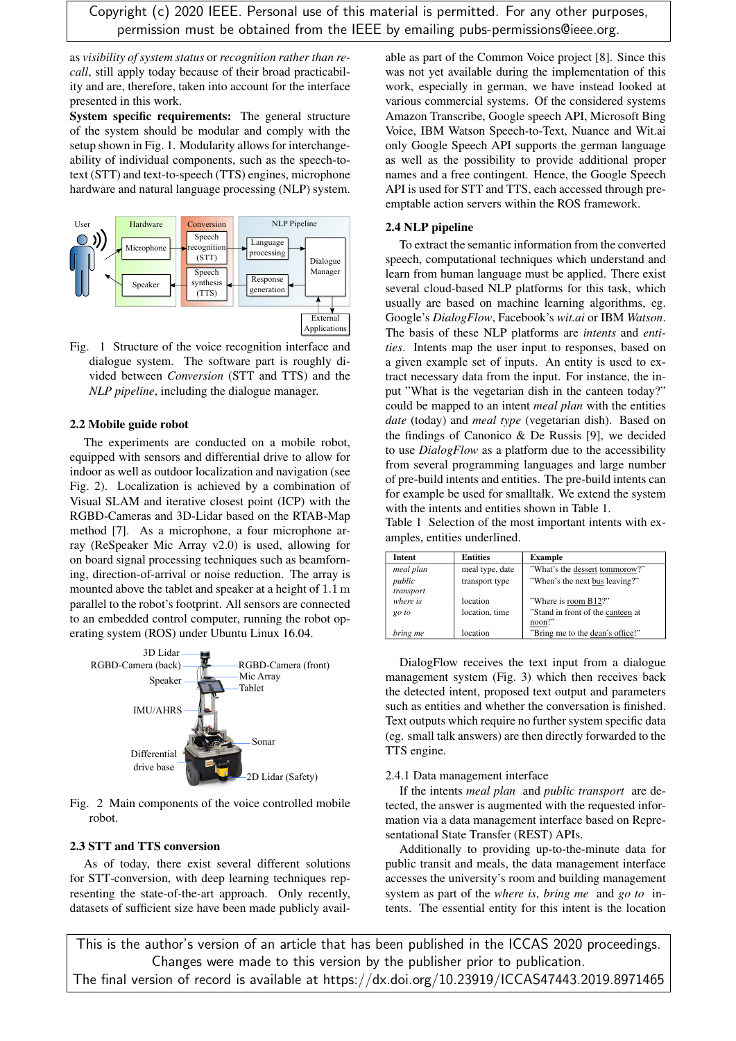as *visibility of system status* or *recognition rather than recall*, still apply today because of their broad practicability and are, therefore, taken into account for the interface presented in this work.

**System specific requirements:** The general structure of the system should be modular and comply with the setup shown in Fig. 1. Modularity allows for interchangeability of individual components, such as the speech-to-text (STT) and text-to-speech (TTS) engines, microphone hardware and natural language processing (NLP) system.

Fig. 1 Structure of the voice recognition interface and dialogue system. The software part is roughly divided between *Conversion* (STT and TTS) and the *NLP pipeline*, including the dialogue manager.

### 2.2 Mobile guide robot

The experiments are conducted on a mobile robot, equipped with sensors and differential drive to allow for indoor as well as outdoor localization and navigation (see Fig. 2). Localization is achieved by a combination of Visual SLAM and iterative closest point (ICP) with the RGBD-Cameras and 3D-Lidar based on the RTAB-Map method [7]. As a microphone, a four microphone array (ReSpeaker Mic Array v2.0) is used, allowing for on board signal processing techniques such as beamforning, direction-of-arrival or noise reduction. The array is mounted above the tablet and speaker at a height of 1.1 m parallel to the robot's footprint. All sensors are connected to an embedded control computer, running the robot operating system (ROS) under Ubuntu Linux 16.04.

Fig. 2 Main components of the voice controlled mobile robot.

### 2.3 STT and TTS conversion

As of today, there exist several different solutions for STT-conversion, with deep learning techniques representing the state-of-the-art approach. Only recently, datasets of sufficient size have been made publicly available as part of the Common Voice project [8]. Since this was not yet available during the implementation of this work, especially in german, we have instead looked at various commercial systems. Of the considered systems Amazon Transcribe, Google speech API, Microsoft Bing Voice, IBM Watson Speech-to-Text, Nuance and Wit.ai only Google Speech API supports the german language as well as the possibility to provide additional proper names and a free contingent. Hence, the Google Speech API is used for STT and TTS, each accessed through preemptable action servers within the ROS framework.

### 2.4 NLP pipeline

To extract the semantic information from the converted speech, computational techniques which understand and learn from human language must be applied. There exist several cloud-based NLP platforms for this task, which usually are based on machine learning algorithms, eg. Google's *DialogFlow*, Facebook's *wit.ai* or IBM *Watson*. The basis of these NLP platforms are *intents* and *entities*. Intents map the user input to responses, based on a given example set of inputs. An entity is used to extract necessary data from the input. For instance, the input "What is the vegetarian dish in the canteen today?" could be mapped to an intent *meal plan* with the entities *date* (today) and *meal type* (vegetarian dish). Based on the findings of Canonico & De Russis [9], we decided to use *DialogFlow* as a platform due to the accessibility from several programming languages and large number of pre-build intents and entities. The pre-build intents can for example be used for smalltalk. We extend the system with the intents and entities shown in Table 1.

Table 1 Selection of the most important intents with examples, entities underlined.

| Intent | Entities | Example |
|---|---|---|
| *meal plan* | meal type, date | "What's the dessert tommorow?" |
| *public transport* | transport type | "When's the next bus leaving?" |
| *where is* | location | "Where is room B12?" |
| *go to* | location, time | "Stand in front of the canteen at noon!" |
| *bring me* | location | "Bring me to the dean's office!" |

DialogFlow receives the text input from a dialogue management system (Fig. 3) which then receives back the detected intent, proposed text output and parameters such as entities and whether the conversation is finished. Text outputs which require no further system specific data (eg. small talk answers) are then directly forwarded to the TTS engine.

#### 2.4.1 Data management interface

If the intents *meal plan* and *public transport* are detected, the answer is augmented with the requested information via a data management interface based on Representational State Transfer (REST) APIs.

Additionally to providing up-to-the-minute data for public transit and meals, the data management interface accesses the university's room and building management system as part of the *where is*, *bring me* and *go to* intents. The essential entity for this intent is the location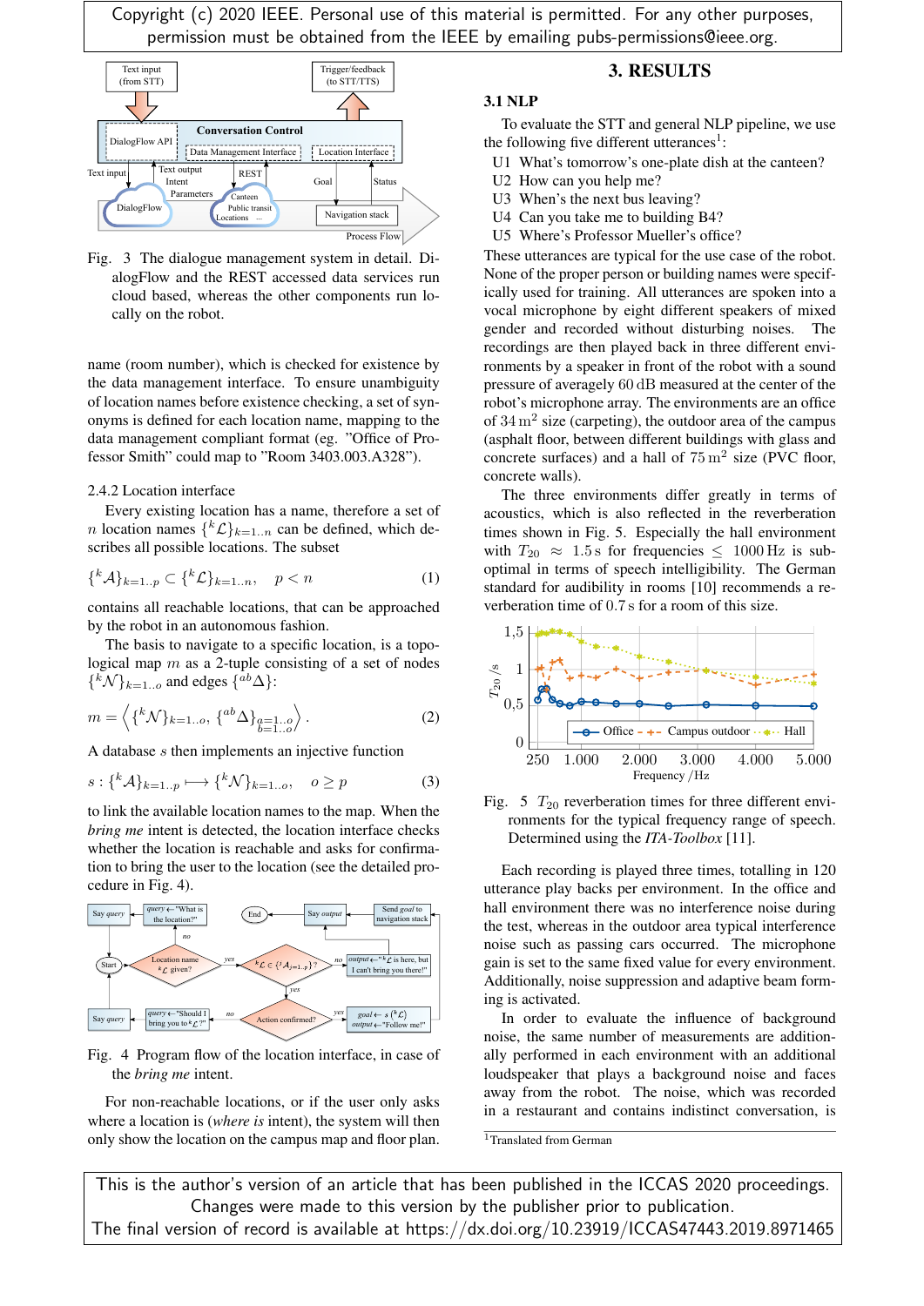Copyright (c) 2020 IEEE. Personal use of this material is permitted. For any other purposes, permission must be obtained from the IEEE by emailing pubs-permissions@ieee.org.

Fig. 3 The dialogue management system in detail. DialogFlow and the REST accessed data services run cloud based, whereas the other components run locally on the robot.

name (room number), which is checked for existence by the data management interface. To ensure unambiguity of location names before existence checking, a set of synonyms is defined for each location name, mapping to the data management compliant format (eg. "Office of Professor Smith" could map to "Room 3403.003.A328").

2.4.2 Location interface

Every existing location has a name, therefore a set of $n$ location names $\{{}^{k}\mathcal{L}\}_{k=1..n}$ can be defined, which describes all possible locations. The subset

$$\{{}^{k}\mathcal{A}\}_{k=1..p} \subset \{{}^{k}\mathcal{L}\}_{k=1..n}, \quad p < n \tag{1}$$

contains all reachable locations, that can be approached by the robot in an autonomous fashion.

The basis to navigate to a specific location, is a topological map $m$ as a 2-tuple consisting of a set of nodes $\{{}^{k}\mathcal{N}\}_{k=1..o}$ and edges $\{{}^{ab}\Delta\}$:

$$m = \left\langle \{{}^{k}\mathcal{N}\}_{k=1..o}, \{{}^{ab}\Delta\}_{\substack{a=1..o\\b=1..o}} \right\rangle . \tag{2}$$

A database $s$ then implements an injective function

$$s : \{{}^{k}\mathcal{A}\}_{k=1..p} \longmapsto \{{}^{k}\mathcal{N}\}_{k=1..o}, \quad o \geq p \tag{3}$$

to link the available location names to the map. When the *bring me* intent is detected, the location interface checks whether the location is reachable and asks for confirmation to bring the user to the location (see the detailed procedure in Fig. 4).

Fig. 4 Program flow of the location interface, in case of the *bring me* intent.

For non-reachable locations, or if the user only asks where a location is (*where is* intent), the system will then only show the location on the campus map and floor plan.

# 3. RESULTS

## 3.1 NLP

To evaluate the STT and general NLP pipeline, we use the following five different utterances[1]:

U1 What's tomorrow's one-plate dish at the canteen?
U2 How can you help me?
U3 When's the next bus leaving?
U4 Can you take me to building B4?
U5 Where's Professor Mueller's office?

These utterances are typical for the use case of the robot. None of the proper person or building names were specifically used for training. All utterances are spoken into a vocal microphone by eight different speakers of mixed gender and recorded without disturbing noises. The recordings are then played back in three different environments by a speaker in front of the robot with a sound pressure of averagely 60 dB measured at the center of the robot's microphone array. The environments are an office of 34 m$^2$ size (carpeting), the outdoor area of the campus (asphalt floor, between different buildings with glass and concrete surfaces) and a hall of 75 m$^2$ size (PVC floor, concrete walls).

The three environments differ greatly in terms of acoustics, which is also reflected in the reverberation times shown in Fig. 5. Especially the hall environment with $T_{20} \approx 1.5$ s for frequencies $\leq 1000$ Hz is suboptimal in terms of speech intelligibility. The German standard for audibility in rooms [10] recommends a reverberation time of 0.7 s for a room of this size.

Fig. 5 $T_{20}$ reverberation times for three different environments for the typical frequency range of speech. Determined using the *ITA-Toolbox* [11].

Each recording is played three times, totalling in 120 utterance play backs per environment. In the office and hall environment there was no interference noise during the test, whereas in the outdoor area typical interference noise such as passing cars occurred. The microphone gain is set to the same fixed value for every environment. Additionally, noise suppression and adaptive beam forming is activated.

In order to evaluate the influence of background noise, the same number of measurements are additionally performed in each environment with an additional loudspeaker that plays a background noise and faces away from the robot. The noise, which was recorded in a restaurant and contains indistinct conversation, is

[1] Translated from German

This is the author's version of an article that has been published in the ICCAS 2020 proceedings. Changes were made to this version by the publisher prior to publication. The final version of record is available at https://dx.doi.org/10.23919/ICCAS47443.2019.8971465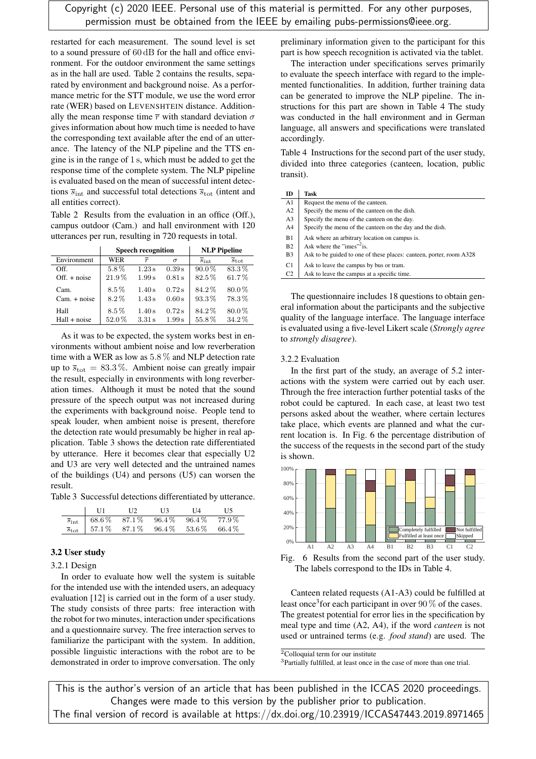restarted for each measurement. The sound level is set to a sound pressure of 60 dB for the hall and office environment. For the outdoor environment the same settings as in the hall are used. Table 2 contains the results, separated by environment and background noise. As a performance metric for the STT module, we use the word error rate (WER) based on LEVENSHTEIN distance. Additionally the mean response time $\overline{r}$ with standard deviation $\sigma$ gives information about how much time is needed to have the corresponding text available after the end of an utterance. The latency of the NLP pipeline and the TTS engine is in the range of 1 s, which must be added to get the response time of the complete system. The NLP pipeline is evaluated based on the mean of successful intent detections $\overline{s}_{\mathrm{int}}$ and successful total detections $\overline{s}_{\mathrm{tot}}$ (intent and all entities correct).

Table 2 Results from the evaluation in an office (Off.), campus outdoor (Cam.) and hall environment with 120 utterances per run, resulting in 720 requests in total.

| | Speech recognition | | | NLP Pipeline | |
|---|---|---|---|---|---|
| Environment | WER | $\overline{r}$ | $\sigma$ | $\overline{s}_{\mathrm{int}}$ | $\overline{s}_{\mathrm{tot}}$ |
| Off. | 5.8 % | 1.23 s | 0.39 s | 90.0 % | 83.3 % |
| Off. + noise | 21.9 % | 1.99 s | 0.81 s | 82.5 % | 61.7 % |
| Cam. | 8.5 % | 1.40 s | 0.72 s | 84.2 % | 80.0 % |
| Cam. + noise | 8.2 % | 1.43 s | 0.60 s | 93.3 % | 78.3 % |
| Hall | 8.5 % | 1.40 s | 0.72 s | 84.2 % | 80.0 % |
| Hall + noise | 52.0 % | 3.31 s | 1.99 s | 55.8 % | 34.2 % |

As it was to be expected, the system works best in environments without ambient noise and low reverberation time with a WER as low as 5.8 % and NLP detection rate up to $\overline{s}_{\mathrm{tot}} = 83.3\,\%$. Ambient noise can greatly impair the result, especially in environments with long reverberation times. Although it must be noted that the sound pressure of the speech output was not increased during the experiments with background noise. People tend to speak louder, when ambient noise is present, therefore the detection rate would presumably be higher in real application. Table 3 shows the detection rate differentiated by utterance. Here it becomes clear that especially U2 and U3 are very well detected and the untrained names of the buildings (U4) and persons (U5) can worsen the result.

Table 3 Successful detections differentiated by utterance.

| | U1 | U2 | U3 | U4 | U5 |
|---|---|---|---|---|---|
| $\overline{s}_{\mathrm{int}}$ | 68.6 % | 87.1 % | 96.4 % | 96.4 % | 77.9 % |
| $\overline{s}_{\mathrm{tot}}$ | 57.1 % | 87.1 % | 96.4 % | 53.6 % | 66.4 % |

### 3.2 User study

#### 3.2.1 Design

In order to evaluate how well the system is suitable for the intended use with the intended users, an adequacy evaluation [12] is carried out in the form of a user study. The study consists of three parts: free interaction with the robot for two minutes, interaction under specifications and a questionnaire survey. The free interaction serves to familiarize the participant with the system. In addition, possible linguistic interactions with the robot are to be demonstrated in order to improve conversation. The only preliminary information given to the participant for this part is how speech recognition is activated via the tablet.

The interaction under specifications serves primarily to evaluate the speech interface with regard to the implemented functionalities. In addition, further training data can be generated to improve the NLP pipeline. The instructions for this part are shown in Table 4 The study was conducted in the hall environment and in German language, all answers and specifications were translated accordingly.

Table 4 Instructions for the second part of the user study, divided into three categories (canteen, location, public transit).

| ID | Task |
|---|---|
| A1 | Request the menu of the canteen. |
| A2 | Specify the menu of the canteen on the dish. |
| A3 | Specify the menu of the canteen on the day. |
| A4 | Specify the menu of the canteen on the day and the dish. |
| B1 | Ask where an arbitrary location on campus is. |
| B2 | Ask where the "imes"[2] is. |
| B3 | Ask to be guided to one of these places: canteen, porter, room A328 |
| C1 | Ask to leave the campus by bus or tram. |
| C2 | Ask to leave the campus at a specific time. |

The questionnaire includes 18 questions to obtain general information about the participants and the subjective quality of the language interface. The language interface is evaluated using a five-level Likert scale (*Strongly agree* to *strongly disagree*).

#### 3.2.2 Evaluation

In the first part of the study, an average of 5.2 interactions with the system were carried out by each user. Through the free interaction further potential tasks of the robot could be captured. In each case, at least two test persons asked about the weather, where certain lectures take place, which events are planned and what the current location is. In Fig. 6 the percentage distribution of the success of the requests in the second part of the study is shown.

Fig. 6 Results from the second part of the user study. The labels correspond to the IDs in Table 4.

Canteen related requests (A1-A3) could be fulfilled at least once[3] for each participant in over 90 % of the cases. The greatest potential for error lies in the specification by meal type and time (A2, A4), if the word *canteen* is not used or untrained terms (e.g. *food stand*) are used. The

[2] Colloquial term for our institute

[3] Partially fulfilled, at least once in the case of more than one trial.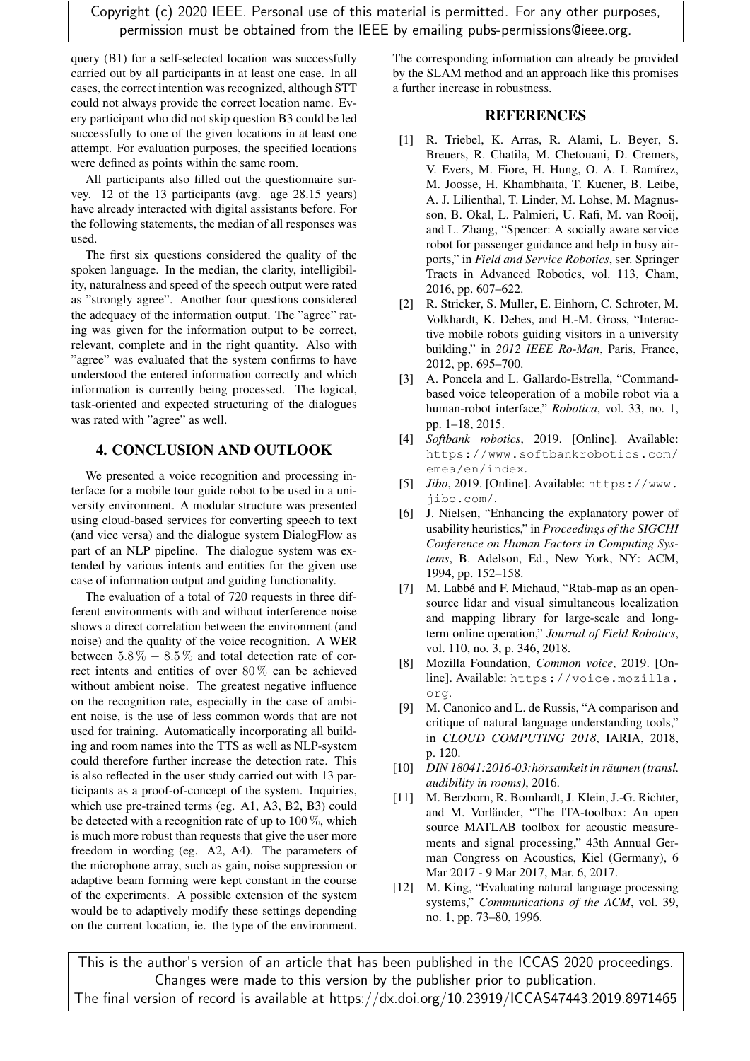query (B1) for a self-selected location was successfully carried out by all participants in at least one case. In all cases, the correct intention was recognized, although STT could not always provide the correct location name. Every participant who did not skip question B3 could be led successfully to one of the given locations in at least one attempt. For evaluation purposes, the specified locations were defined as points within the same room.

All participants also filled out the questionnaire survey. 12 of the 13 participants (avg. age 28.15 years) have already interacted with digital assistants before. For the following statements, the median of all responses was used.

The first six questions considered the quality of the spoken language. In the median, the clarity, intelligibility, naturalness and speed of the speech output were rated as "strongly agree". Another four questions considered the adequacy of the information output. The "agree" rating was given for the information output to be correct, relevant, complete and in the right quantity. Also with "agree" was evaluated that the system confirms to have understood the entered information correctly and which information is currently being processed. The logical, task-oriented and expected structuring of the dialogues was rated with "agree" as well.

## 4. CONCLUSION AND OUTLOOK

We presented a voice recognition and processing interface for a mobile tour guide robot to be used in a university environment. A modular structure was presented using cloud-based services for converting speech to text (and vice versa) and the dialogue system DialogFlow as part of an NLP pipeline. The dialogue system was extended by various intents and entities for the given use case of information output and guiding functionality.

The evaluation of a total of 720 requests in three different environments with and without interference noise shows a direct correlation between the environment (and noise) and the quality of the voice recognition. A WER between $5.8\,\% - 8.5\,\%$ and total detection rate of correct intents and entities of over $80\,\%$ can be achieved without ambient noise. The greatest negative influence on the recognition rate, especially in the case of ambient noise, is the use of less common words that are not used for training. Automatically incorporating all building and room names into the TTS as well as NLP-system could therefore further increase the detection rate. This is also reflected in the user study carried out with 13 participants as a proof-of-concept of the system. Inquiries, which use pre-trained terms (eg. A1, A3, B2, B3) could be detected with a recognition rate of up to $100\,\%$, which is much more robust than requests that give the user more freedom in wording (eg. A2, A4). The parameters of the microphone array, such as gain, noise suppression or adaptive beam forming were kept constant in the course of the experiments. A possible extension of the system would be to adaptively modify these settings depending on the current location, ie. the type of the environment. The corresponding information can already be provided by the SLAM method and an approach like this promises a further increase in robustness.

## REFERENCES

[1] R. Triebel, K. Arras, R. Alami, L. Beyer, S. Breuers, R. Chatila, M. Chetouani, D. Cremers, V. Evers, M. Fiore, H. Hung, O. A. I. Ramírez, M. Joosse, H. Khambhaita, T. Kucner, B. Leibe, A. J. Lilienthal, T. Linder, M. Lohse, M. Magnusson, B. Okal, L. Palmieri, U. Rafi, M. van Rooij, and L. Zhang, "Spencer: A socially aware service robot for passenger guidance and help in busy airports," in *Field and Service Robotics*, ser. Springer Tracts in Advanced Robotics, vol. 113, Cham, 2016, pp. 607–622.

[2] R. Stricker, S. Muller, E. Einhorn, C. Schroter, M. Volkhardt, K. Debes, and H.-M. Gross, "Interactive mobile robots guiding visitors in a university building," in *2012 IEEE Ro-Man*, Paris, France, 2012, pp. 695–700.

[3] A. Poncela and L. Gallardo-Estrella, "Command-based voice teleoperation of a mobile robot via a human-robot interface," *Robotica*, vol. 33, no. 1, pp. 1–18, 2015.

[4] *Softbank robotics*, 2019. [Online]. Available: https://www.softbankrobotics.com/emea/en/index.

[5] *Jibo*, 2019. [Online]. Available: https://www.jibo.com/.

[6] J. Nielsen, "Enhancing the explanatory power of usability heuristics," in *Proceedings of the SIGCHI Conference on Human Factors in Computing Systems*, B. Adelson, Ed., New York, NY: ACM, 1994, pp. 152–158.

[7] M. Labbé and F. Michaud, "Rtab-map as an open-source lidar and visual simultaneous localization and mapping library for large-scale and long-term online operation," *Journal of Field Robotics*, vol. 110, no. 3, p. 346, 2018.

[8] Mozilla Foundation, *Common voice*, 2019. [Online]. Available: https://voice.mozilla.org.

[9] M. Canonico and L. de Russis, "A comparison and critique of natural language understanding tools," in *CLOUD COMPUTING 2018*, IARIA, 2018, p. 120.

[10] *DIN 18041:2016-03:hörsamkeit in räumen (transl. audibility in rooms)*, 2016.

[11] M. Berzborn, R. Bomhardt, J. Klein, J.-G. Richter, and M. Vorländer, "The ITA-toolbox: An open source MATLAB toolbox for acoustic measurements and signal processing," 43th Annual German Congress on Acoustics, Kiel (Germany), 6 Mar 2017 - 9 Mar 2017, Mar. 6, 2017.

[12] M. King, "Evaluating natural language processing systems," *Communications of the ACM*, vol. 39, no. 1, pp. 73–80, 1996.